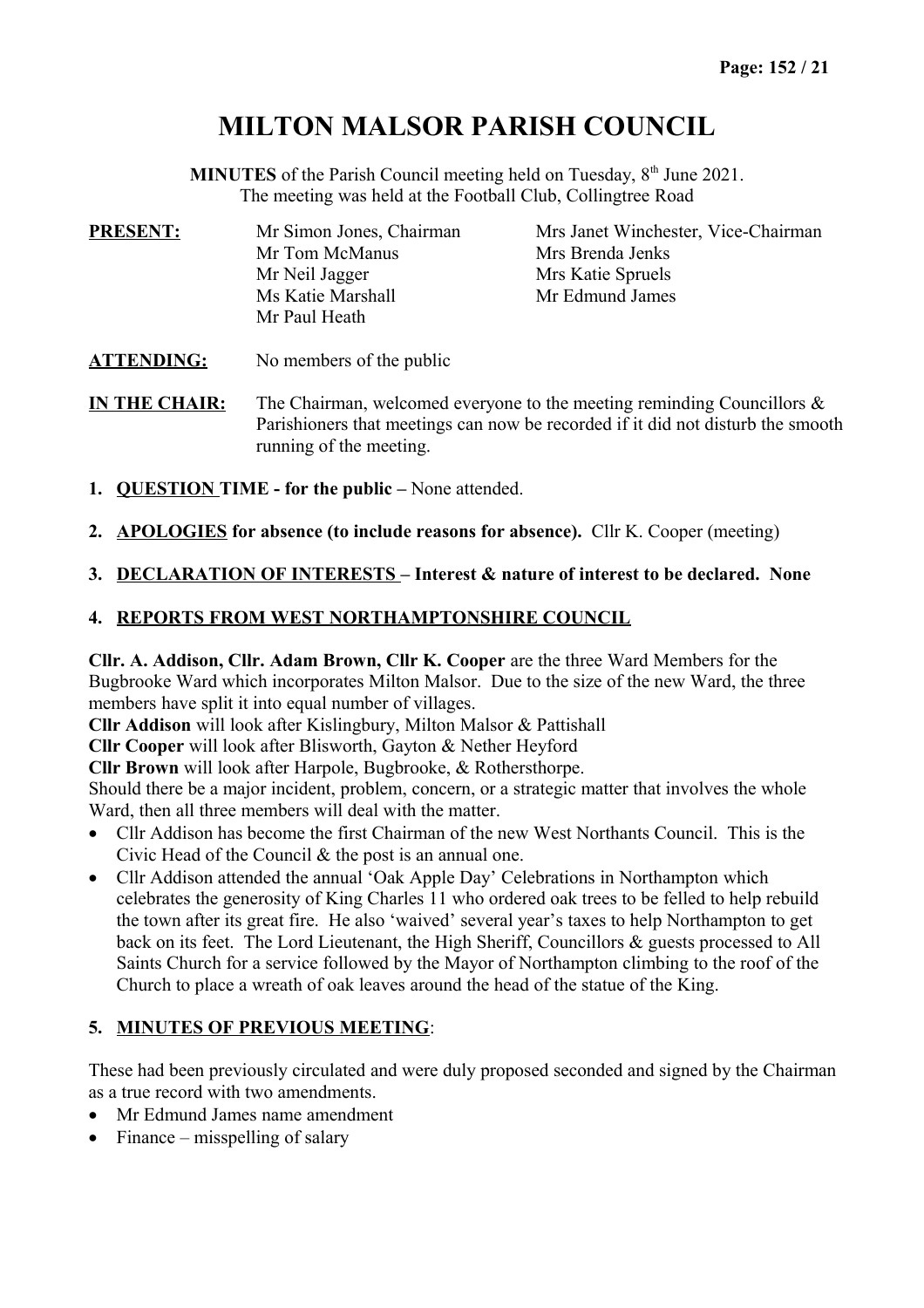# MILTON MALSOR PARISH COUNCIL

**MINUTES** of the Parish Council meeting held on Tuesday, 8th June 2021.
The meeting was held at the Football Club, Collingtree Road

**PRESENT:**

Mr Simon Jones, Chairman
Mrs Janet Winchester, Vice-Chairman
Mr Tom McManus
Mrs Brenda Jenks
Mr Neil Jagger
Mrs Katie Spruels
Ms Katie Marshall
Mr Edmund James
Mr Paul Heath

**ATTENDING:** No members of the public

**IN THE CHAIR:** The Chairman, welcomed everyone to the meeting reminding Councillors & Parishioners that meetings can now be recorded if it did not disturb the smooth running of the meeting.

1. **QUESTION TIME - for the public –** None attended.

2. **APOLOGIES for absence (to include reasons for absence).** Cllr K. Cooper (meeting)

3. **DECLARATION OF INTERESTS – Interest & nature of interest to be declared. None**

4. **REPORTS FROM WEST NORTHAMPTONSHIRE COUNCIL**

**Cllr. A. Addison, Cllr. Adam Brown, Cllr K. Cooper** are the three Ward Members for the Bugbrooke Ward which incorporates Milton Malsor. Due to the size of the new Ward, the three members have split it into equal number of villages.
**Cllr Addison** will look after Kislingbury, Milton Malsor & Pattishall
**Cllr Cooper** will look after Blisworth, Gayton & Nether Heyford
**Cllr Brown** will look after Harpole, Bugbrooke, & Rothersthorpe.
Should there be a major incident, problem, concern, or a strategic matter that involves the whole Ward, then all three members will deal with the matter.

- Cllr Addison has become the first Chairman of the new West Northants Council. This is the Civic Head of the Council & the post is an annual one.
- Cllr Addison attended the annual 'Oak Apple Day' Celebrations in Northampton which celebrates the generosity of King Charles 11 who ordered oak trees to be felled to help rebuild the town after its great fire. He also 'waived' several year's taxes to help Northampton to get back on its feet. The Lord Lieutenant, the High Sheriff, Councillors & guests processed to All Saints Church for a service followed by the Mayor of Northampton climbing to the roof of the Church to place a wreath of oak leaves around the head of the statue of the King.

5. **MINUTES OF PREVIOUS MEETING**:

These had been previously circulated and were duly proposed seconded and signed by the Chairman as a true record with two amendments.

- Mr Edmund James name amendment
- Finance – misspelling of salary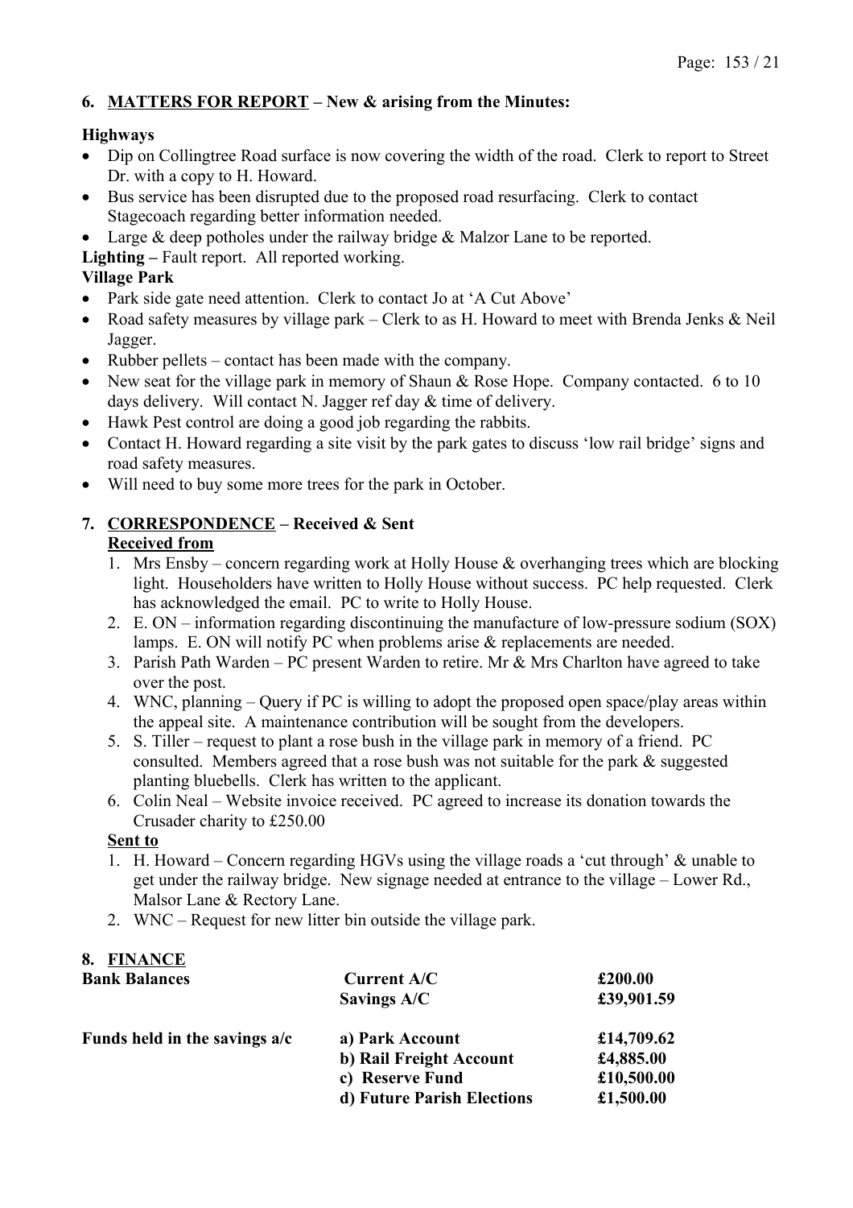## 6. MATTERS FOR REPORT – New & arising from the Minutes:

**Highways**

- Dip on Collingtree Road surface is now covering the width of the road. Clerk to report to Street Dr. with a copy to H. Howard.
- Bus service has been disrupted due to the proposed road resurfacing. Clerk to contact Stagecoach regarding better information needed.
- Large & deep potholes under the railway bridge & Malzor Lane to be reported.

**Lighting –** Fault report. All reported working.

**Village Park**

- Park side gate need attention. Clerk to contact Jo at 'A Cut Above'
- Road safety measures by village park – Clerk to as H. Howard to meet with Brenda Jenks & Neil Jagger.
- Rubber pellets – contact has been made with the company.
- New seat for the village park in memory of Shaun & Rose Hope. Company contacted. 6 to 10 days delivery. Will contact N. Jagger ref day & time of delivery.
- Hawk Pest control are doing a good job regarding the rabbits.
- Contact H. Howard regarding a site visit by the park gates to discuss 'low rail bridge' signs and road safety measures.
- Will need to buy some more trees for the park in October.

## 7. CORRESPONDENCE – Received & Sent

**Received from**

1. Mrs Ensby – concern regarding work at Holly House & overhanging trees which are blocking light. Householders have written to Holly House without success. PC help requested. Clerk has acknowledged the email. PC to write to Holly House.
2. E. ON – information regarding discontinuing the manufacture of low-pressure sodium (SOX) lamps. E. ON will notify PC when problems arise & replacements are needed.
3. Parish Path Warden – PC present Warden to retire. Mr & Mrs Charlton have agreed to take over the post.
4. WNC, planning – Query if PC is willing to adopt the proposed open space/play areas within the appeal site. A maintenance contribution will be sought from the developers.
5. S. Tiller – request to plant a rose bush in the village park in memory of a friend. PC consulted. Members agreed that a rose bush was not suitable for the park & suggested planting bluebells. Clerk has written to the applicant.
6. Colin Neal – Website invoice received. PC agreed to increase its donation towards the Crusader charity to £250.00

**Sent to**

1. H. Howard – Concern regarding HGVs using the village roads a 'cut through' & unable to get under the railway bridge. New signage needed at entrance to the village – Lower Rd., Malsor Lane & Rectory Lane.
2. WNC – Request for new litter bin outside the village park.

## 8. FINANCE

| | | |
|---|---|---|
| **Bank Balances** | **Current A/C** | **£200.00** |
| | **Savings A/C** | **£39,901.59** |
| **Funds held in the savings a/c** | **a) Park Account** | **£14,709.62** |
| | **b) Rail Freight Account** | **£4,885.00** |
| | **c) Reserve Fund** | **£10,500.00** |
| | **d) Future Parish Elections** | **£1,500.00** |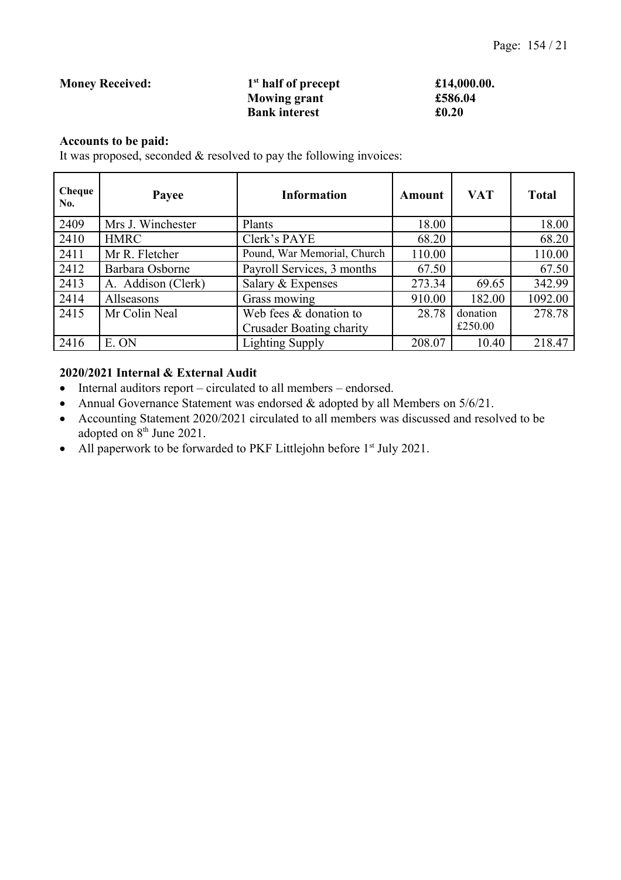**Money Received:** **1st half of precept** **£14,000.00.**
**Mowing grant** **£586.04**
**Bank interest** **£0.20**

**Accounts to be paid:**

It was proposed, seconded & resolved to pay the following invoices:

| Cheque No. | Payee | Information | Amount | VAT | Total |
|---|---|---|---|---|---|
| 2409 | Mrs J. Winchester | Plants | 18.00 | | 18.00 |
| 2410 | HMRC | Clerk's PAYE | 68.20 | | 68.20 |
| 2411 | Mr R. Fletcher | Pound, War Memorial, Church | 110.00 | | 110.00 |
| 2412 | Barbara Osborne | Payroll Services, 3 months | 67.50 | | 67.50 |
| 2413 | A. Addison (Clerk) | Salary & Expenses | 273.34 | 69.65 | 342.99 |
| 2414 | Allseasons | Grass mowing | 910.00 | 182.00 | 1092.00 |
| 2415 | Mr Colin Neal | Web fees & donation to Crusader Boating charity | 28.78 | donation £250.00 | 278.78 |
| 2416 | E. ON | Lighting Supply | 208.07 | 10.40 | 218.47 |

**2020/2021 Internal & External Audit**

- Internal auditors report – circulated to all members – endorsed.
- Annual Governance Statement was endorsed & adopted by all Members on 5/6/21.
- Accounting Statement 2020/2021 circulated to all members was discussed and resolved to be adopted on 8th June 2021.
- All paperwork to be forwarded to PKF Littlejohn before 1st July 2021.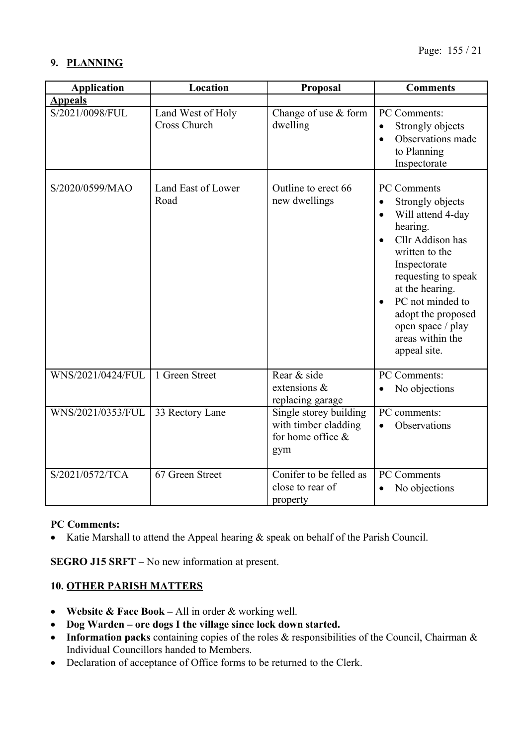## 9. PLANNING

| Application | Location | Proposal | Comments |
|---|---|---|---|
| **Appeals** | | | |
| S/2021/0098/FUL | Land West of Holy Cross Church | Change of use & form dwelling | PC Comments:<br>• Strongly objects<br>• Observations made to Planning Inspectorate |
| S/2020/0599/MAO | Land East of Lower Road | Outline to erect 66 new dwellings | PC Comments<br>• Strongly objects<br>• Will attend 4-day hearing.<br>• Cllr Addison has written to the Inspectorate requesting to speak at the hearing.<br>• PC not minded to adopt the proposed open space / play areas within the appeal site. |
| WNS/2021/0424/FUL | 1 Green Street | Rear & side extensions & replacing garage | PC Comments:<br>• No objections |
| WNS/2021/0353/FUL | 33 Rectory Lane | Single storey building with timber cladding for home office & gym | PC comments:<br>• Observations |
| S/2021/0572/TCA | 67 Green Street | Conifer to be felled as close to rear of property | PC Comments<br>• No objections |

**PC Comments:**

- Katie Marshall to attend the Appeal hearing & speak on behalf of the Parish Council.

**SEGRO J15 SRFT –** No new information at present.

## 10. OTHER PARISH MATTERS

- **Website & Face Book –** All in order & working well.
- **Dog Warden – ore dogs I the village since lock down started.**
- **Information packs** containing copies of the roles & responsibilities of the Council, Chairman & Individual Councillors handed to Members.
- Declaration of acceptance of Office forms to be returned to the Clerk.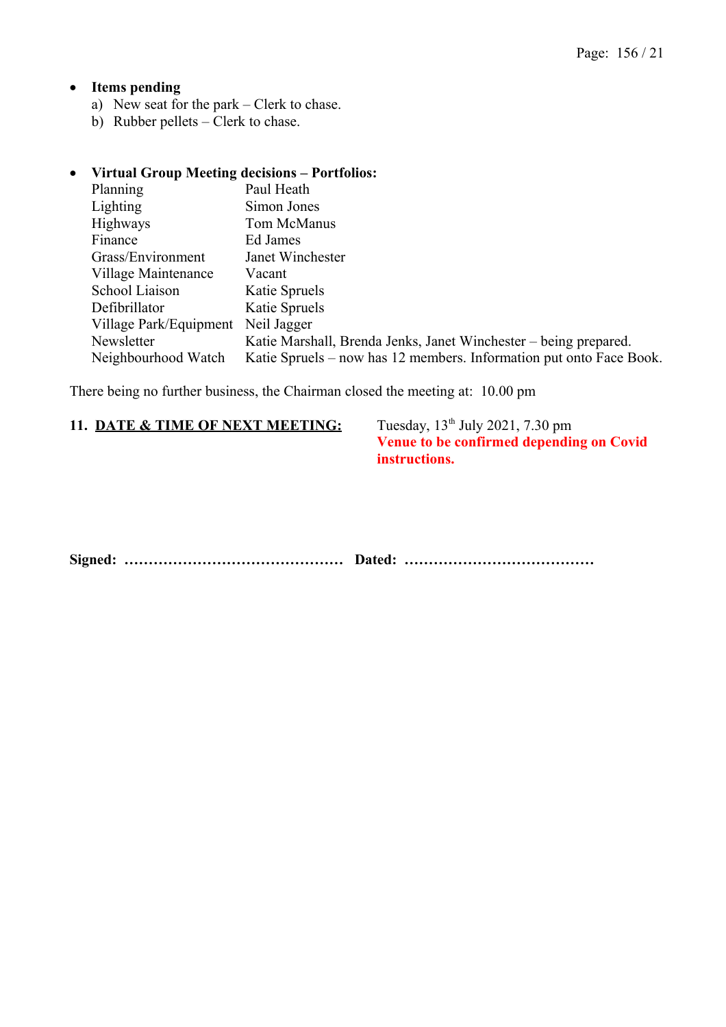- **Items pending**
  a) New seat for the park – Clerk to chase.
  b) Rubber pellets – Clerk to chase.

- **Virtual Group Meeting decisions – Portfolios:**

| | |
|---|---|
| Planning | Paul Heath |
| Lighting | Simon Jones |
| Highways | Tom McManus |
| Finance | Ed James |
| Grass/Environment | Janet Winchester |
| Village Maintenance | Vacant |
| School Liaison | Katie Spruels |
| Defibrillator | Katie Spruels |
| Village Park/Equipment | Neil Jagger |
| Newsletter | Katie Marshall, Brenda Jenks, Janet Winchester – being prepared. |
| Neighbourhood Watch | Katie Spruels – now has 12 members. Information put onto Face Book. |

There being no further business, the Chairman closed the meeting at: 10.00 pm

**11. DATE & TIME OF NEXT MEETING:** Tuesday, 13th July 2021, 7.30 pm
**Venue to be confirmed depending on Covid instructions.**

**Signed: ……………………………………… Dated: …………………………………**